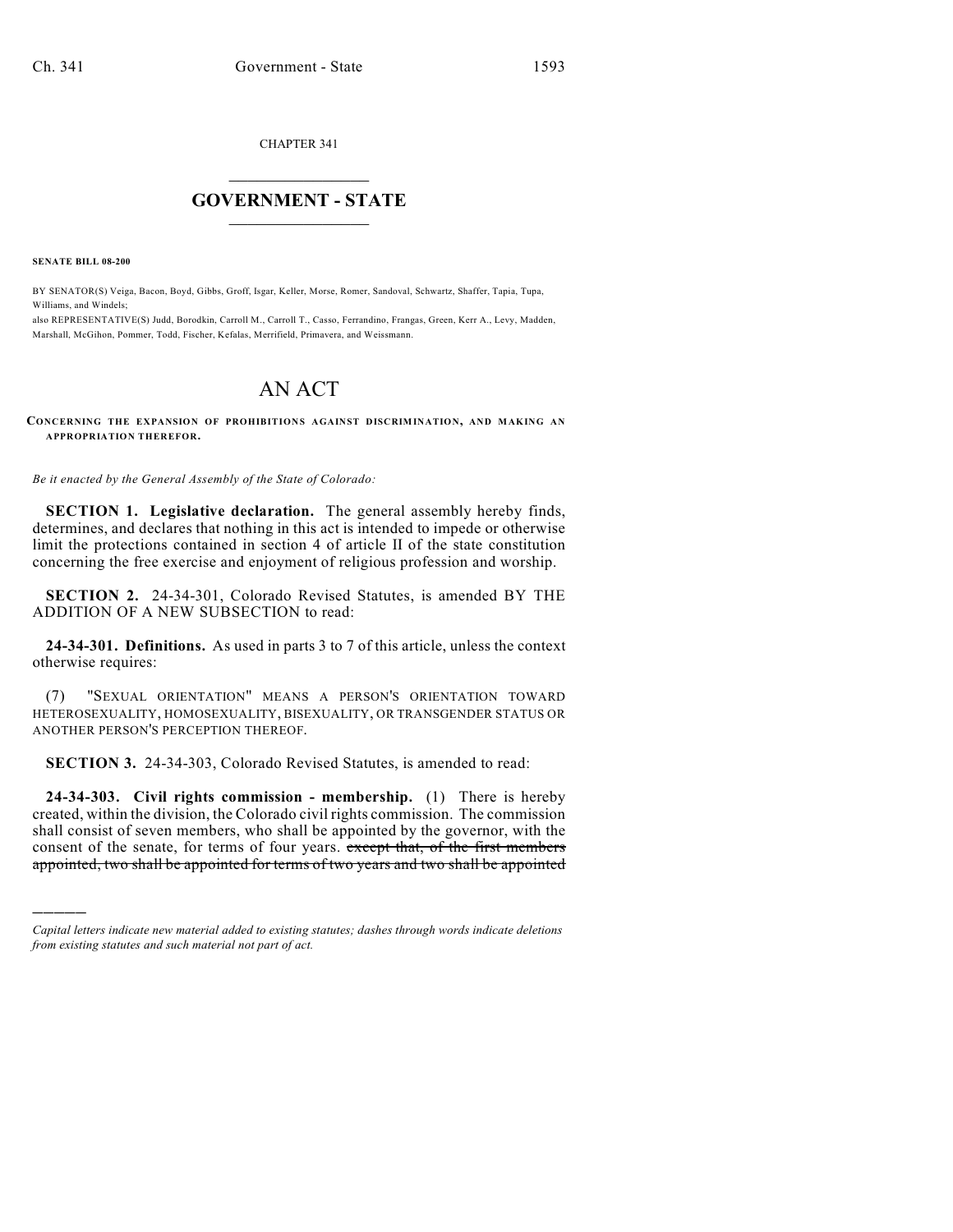CHAPTER 341

# GOVERNMENT - STATE

**SENATE BILL 08-200**

BY SENATOR(S) Veiga, Bacon, Boyd, Gibbs, Groff, Isgar, Keller, Morse, Romer, Sandoval, Schwartz, Shaffer, Tapia, Tupa, Williams, and Windels;
also REPRESENTATIVE(S) Judd, Borodkin, Carroll M., Carroll T., Casso, Ferrandino, Frangas, Green, Kerr A., Levy, Madden, Marshall, McGihon, Pommer, Todd, Fischer, Kefalas, Merrifield, Primavera, and Weissmann.

# AN ACT

**CONCERNING THE EXPANSION OF PROHIBITIONS AGAINST DISCRIMINATION, AND MAKING AN APPROPRIATION THEREFOR.**

*Be it enacted by the General Assembly of the State of Colorado:*

**SECTION 1. Legislative declaration.** The general assembly hereby finds, determines, and declares that nothing in this act is intended to impede or otherwise limit the protections contained in section 4 of article II of the state constitution concerning the free exercise and enjoyment of religious profession and worship.

**SECTION 2.** 24-34-301, Colorado Revised Statutes, is amended BY THE ADDITION OF A NEW SUBSECTION to read:

**24-34-301. Definitions.** As used in parts 3 to 7 of this article, unless the context otherwise requires:

(7) "SEXUAL ORIENTATION" MEANS A PERSON'S ORIENTATION TOWARD HETEROSEXUALITY, HOMOSEXUALITY, BISEXUALITY, OR TRANSGENDER STATUS OR ANOTHER PERSON'S PERCEPTION THEREOF.

**SECTION 3.** 24-34-303, Colorado Revised Statutes, is amended to read:

**24-34-303. Civil rights commission - membership.** (1) There is hereby created, within the division, the Colorado civil rights commission. The commission shall consist of seven members, who shall be appointed by the governor, with the consent of the senate, for terms of four years. ~~except that, of the first members appointed, two shall be appointed for terms of two years and two shall be appointed~~

*Capital letters indicate new material added to existing statutes; dashes through words indicate deletions from existing statutes and such material not part of act.*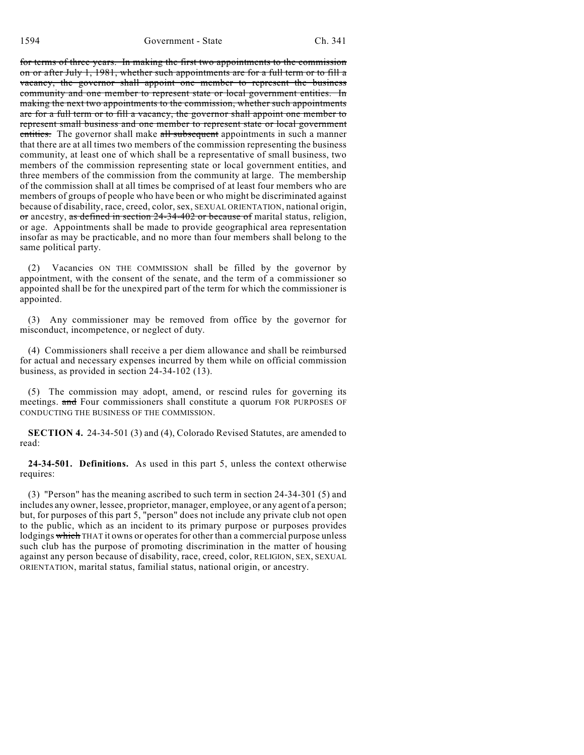~~for terms of three years. In making the first two appointments to the commission on or after July 1, 1981, whether such appointments are for a full term or to fill a vacancy, the governor shall appoint one member to represent the business community and one member to represent state or local government entities. In making the next two appointments to the commission, whether such appointments are for a full term or to fill a vacancy, the governor shall appoint one member to represent small business and one member to represent state or local government entities.~~ The governor shall make ~~all subsequent~~ appointments in such a manner that there are at all times two members of the commission representing the business community, at least one of which shall be a representative of small business, two members of the commission representing state or local government entities, and three members of the commission from the community at large. The membership of the commission shall at all times be comprised of at least four members who are members of groups of people who have been or who might be discriminated against because of disability, race, creed, color, sex, SEXUAL ORIENTATION, national origin, ~~or~~ ancestry, ~~as defined in section 24-34-402 or because of~~ marital status, religion, or age. Appointments shall be made to provide geographical area representation insofar as may be practicable, and no more than four members shall belong to the same political party.

(2) Vacancies ON THE COMMISSION shall be filled by the governor by appointment, with the consent of the senate, and the term of a commissioner so appointed shall be for the unexpired part of the term for which the commissioner is appointed.

(3) Any commissioner may be removed from office by the governor for misconduct, incompetence, or neglect of duty.

(4) Commissioners shall receive a per diem allowance and shall be reimbursed for actual and necessary expenses incurred by them while on official commission business, as provided in section 24-34-102 (13).

(5) The commission may adopt, amend, or rescind rules for governing its meetings. ~~and~~ Four commissioners shall constitute a quorum FOR PURPOSES OF CONDUCTING THE BUSINESS OF THE COMMISSION.

**SECTION 4.** 24-34-501 (3) and (4), Colorado Revised Statutes, are amended to read:

**24-34-501. Definitions.** As used in this part 5, unless the context otherwise requires:

(3) "Person" has the meaning ascribed to such term in section 24-34-301 (5) and includes any owner, lessee, proprietor, manager, employee, or any agent of a person; but, for purposes of this part 5, "person" does not include any private club not open to the public, which as an incident to its primary purpose or purposes provides lodgings ~~which~~ THAT it owns or operates for other than a commercial purpose unless such club has the purpose of promoting discrimination in the matter of housing against any person because of disability, race, creed, color, RELIGION, SEX, SEXUAL ORIENTATION, marital status, familial status, national origin, or ancestry.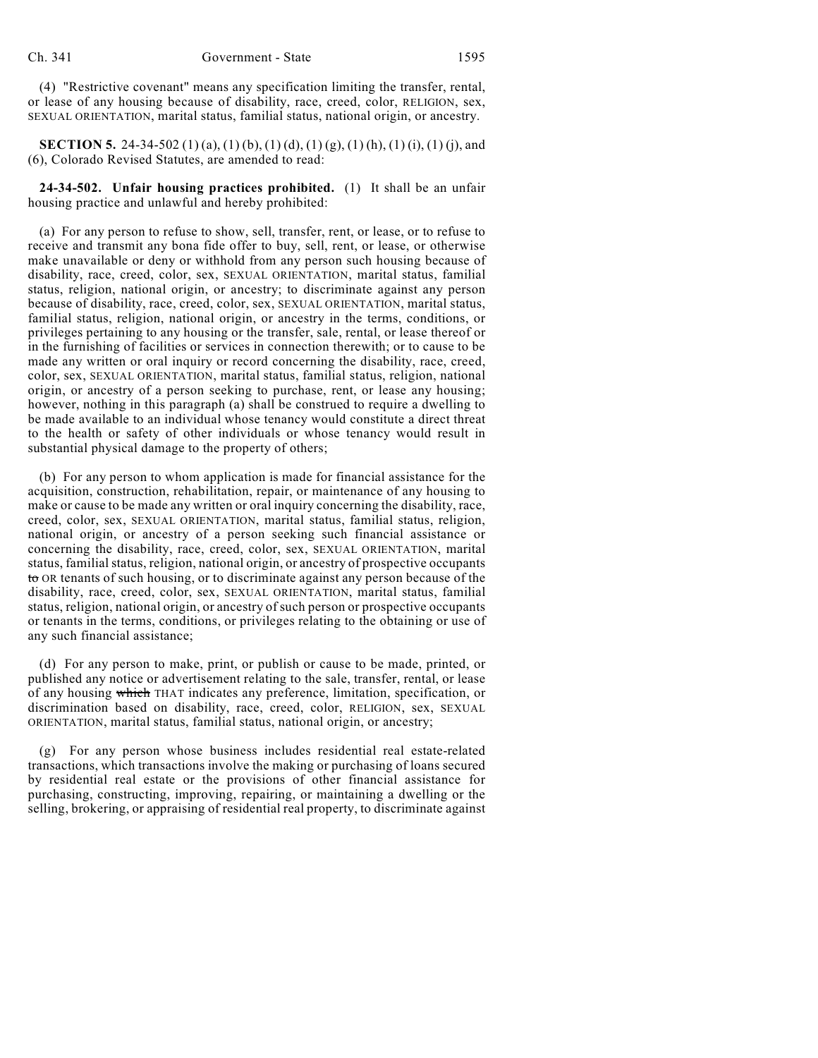(4) "Restrictive covenant" means any specification limiting the transfer, rental, or lease of any housing because of disability, race, creed, color, RELIGION, sex, SEXUAL ORIENTATION, marital status, familial status, national origin, or ancestry.

**SECTION 5.** 24-34-502 (1) (a), (1) (b), (1) (d), (1) (g), (1) (h), (1) (i), (1) (j), and (6), Colorado Revised Statutes, are amended to read:

**24-34-502. Unfair housing practices prohibited.** (1) It shall be an unfair housing practice and unlawful and hereby prohibited:

(a) For any person to refuse to show, sell, transfer, rent, or lease, or to refuse to receive and transmit any bona fide offer to buy, sell, rent, or lease, or otherwise make unavailable or deny or withhold from any person such housing because of disability, race, creed, color, sex, SEXUAL ORIENTATION, marital status, familial status, religion, national origin, or ancestry; to discriminate against any person because of disability, race, creed, color, sex, SEXUAL ORIENTATION, marital status, familial status, religion, national origin, or ancestry in the terms, conditions, or privileges pertaining to any housing or the transfer, sale, rental, or lease thereof or in the furnishing of facilities or services in connection therewith; or to cause to be made any written or oral inquiry or record concerning the disability, race, creed, color, sex, SEXUAL ORIENTATION, marital status, familial status, religion, national origin, or ancestry of a person seeking to purchase, rent, or lease any housing; however, nothing in this paragraph (a) shall be construed to require a dwelling to be made available to an individual whose tenancy would constitute a direct threat to the health or safety of other individuals or whose tenancy would result in substantial physical damage to the property of others;

(b) For any person to whom application is made for financial assistance for the acquisition, construction, rehabilitation, repair, or maintenance of any housing to make or cause to be made any written or oral inquiry concerning the disability, race, creed, color, sex, SEXUAL ORIENTATION, marital status, familial status, religion, national origin, or ancestry of a person seeking such financial assistance or concerning the disability, race, creed, color, sex, SEXUAL ORIENTATION, marital status, familial status, religion, national origin, or ancestry of prospective occupants ~~to~~ OR tenants of such housing, or to discriminate against any person because of the disability, race, creed, color, sex, SEXUAL ORIENTATION, marital status, familial status, religion, national origin, or ancestry of such person or prospective occupants or tenants in the terms, conditions, or privileges relating to the obtaining or use of any such financial assistance;

(d) For any person to make, print, or publish or cause to be made, printed, or published any notice or advertisement relating to the sale, transfer, rental, or lease of any housing ~~which~~ THAT indicates any preference, limitation, specification, or discrimination based on disability, race, creed, color, RELIGION, sex, SEXUAL ORIENTATION, marital status, familial status, national origin, or ancestry;

(g) For any person whose business includes residential real estate-related transactions, which transactions involve the making or purchasing of loans secured by residential real estate or the provisions of other financial assistance for purchasing, constructing, improving, repairing, or maintaining a dwelling or the selling, brokering, or appraising of residential real property, to discriminate against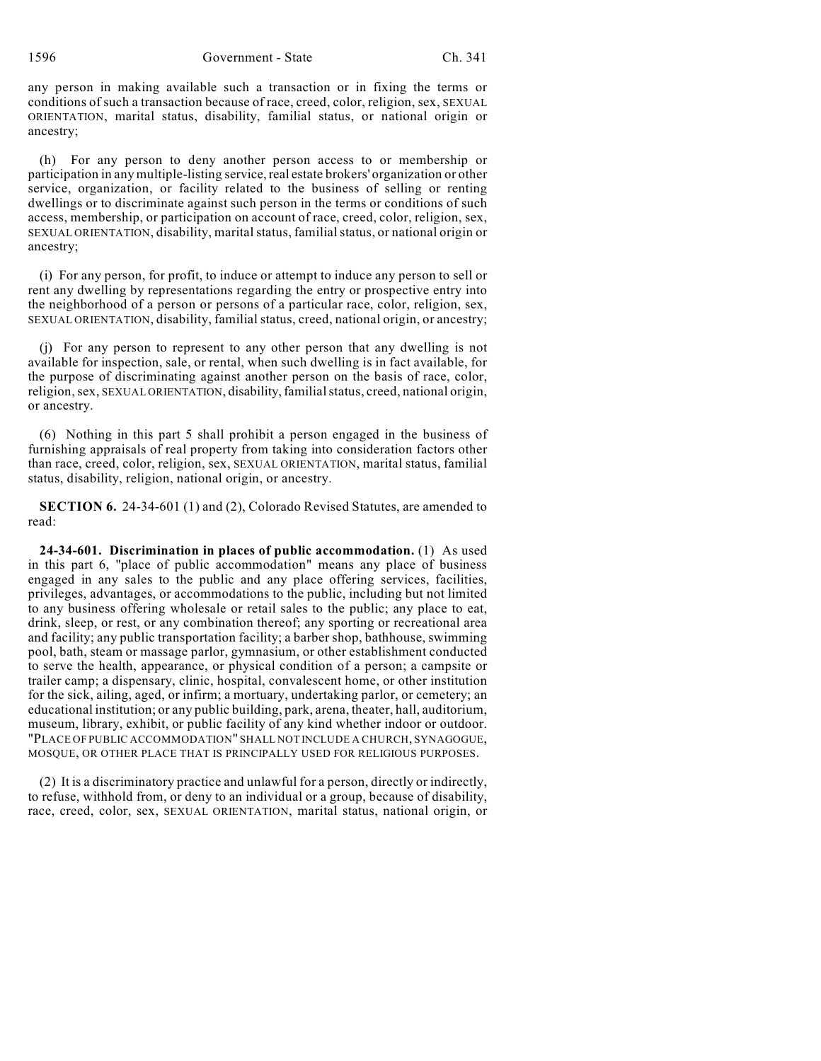any person in making available such a transaction or in fixing the terms or conditions of such a transaction because of race, creed, color, religion, sex, SEXUAL ORIENTATION, marital status, disability, familial status, or national origin or ancestry;

(h) For any person to deny another person access to or membership or participation in any multiple-listing service, real estate brokers' organization or other service, organization, or facility related to the business of selling or renting dwellings or to discriminate against such person in the terms or conditions of such access, membership, or participation on account of race, creed, color, religion, sex, SEXUAL ORIENTATION, disability, marital status, familial status, or national origin or ancestry;

(i) For any person, for profit, to induce or attempt to induce any person to sell or rent any dwelling by representations regarding the entry or prospective entry into the neighborhood of a person or persons of a particular race, color, religion, sex, SEXUAL ORIENTATION, disability, familial status, creed, national origin, or ancestry;

(j) For any person to represent to any other person that any dwelling is not available for inspection, sale, or rental, when such dwelling is in fact available, for the purpose of discriminating against another person on the basis of race, color, religion, sex, SEXUAL ORIENTATION, disability, familial status, creed, national origin, or ancestry.

(6) Nothing in this part 5 shall prohibit a person engaged in the business of furnishing appraisals of real property from taking into consideration factors other than race, creed, color, religion, sex, SEXUAL ORIENTATION, marital status, familial status, disability, religion, national origin, or ancestry.

**SECTION 6.** 24-34-601 (1) and (2), Colorado Revised Statutes, are amended to read:

**24-34-601. Discrimination in places of public accommodation.** (1) As used in this part 6, "place of public accommodation" means any place of business engaged in any sales to the public and any place offering services, facilities, privileges, advantages, or accommodations to the public, including but not limited to any business offering wholesale or retail sales to the public; any place to eat, drink, sleep, or rest, or any combination thereof; any sporting or recreational area and facility; any public transportation facility; a barber shop, bathhouse, swimming pool, bath, steam or massage parlor, gymnasium, or other establishment conducted to serve the health, appearance, or physical condition of a person; a campsite or trailer camp; a dispensary, clinic, hospital, convalescent home, or other institution for the sick, ailing, aged, or infirm; a mortuary, undertaking parlor, or cemetery; an educational institution; or any public building, park, arena, theater, hall, auditorium, museum, library, exhibit, or public facility of any kind whether indoor or outdoor. "PLACE OF PUBLIC ACCOMMODATION" SHALL NOT INCLUDE A CHURCH, SYNAGOGUE, MOSQUE, OR OTHER PLACE THAT IS PRINCIPALLY USED FOR RELIGIOUS PURPOSES.

(2) It is a discriminatory practice and unlawful for a person, directly or indirectly, to refuse, withhold from, or deny to an individual or a group, because of disability, race, creed, color, sex, SEXUAL ORIENTATION, marital status, national origin, or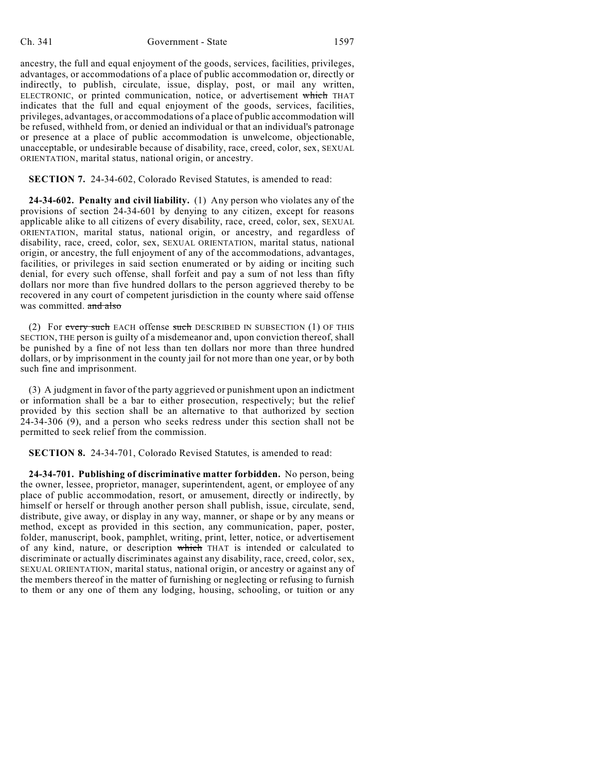ancestry, the full and equal enjoyment of the goods, services, facilities, privileges, advantages, or accommodations of a place of public accommodation or, directly or indirectly, to publish, circulate, issue, display, post, or mail any written, ELECTRONIC, or printed communication, notice, or advertisement ~~which~~ THAT indicates that the full and equal enjoyment of the goods, services, facilities, privileges, advantages, or accommodations of a place of public accommodation will be refused, withheld from, or denied an individual or that an individual's patronage or presence at a place of public accommodation is unwelcome, objectionable, unacceptable, or undesirable because of disability, race, creed, color, sex, SEXUAL ORIENTATION, marital status, national origin, or ancestry.

**SECTION 7.** 24-34-602, Colorado Revised Statutes, is amended to read:

**24-34-602. Penalty and civil liability.** (1) Any person who violates any of the provisions of section 24-34-601 by denying to any citizen, except for reasons applicable alike to all citizens of every disability, race, creed, color, sex, SEXUAL ORIENTATION, marital status, national origin, or ancestry, and regardless of disability, race, creed, color, sex, SEXUAL ORIENTATION, marital status, national origin, or ancestry, the full enjoyment of any of the accommodations, advantages, facilities, or privileges in said section enumerated or by aiding or inciting such denial, for every such offense, shall forfeit and pay a sum of not less than fifty dollars nor more than five hundred dollars to the person aggrieved thereby to be recovered in any court of competent jurisdiction in the county where said offense was committed. ~~and also~~

(2) For ~~every such~~ EACH offense ~~such~~ DESCRIBED IN SUBSECTION (1) OF THIS SECTION, THE person is guilty of a misdemeanor and, upon conviction thereof, shall be punished by a fine of not less than ten dollars nor more than three hundred dollars, or by imprisonment in the county jail for not more than one year, or by both such fine and imprisonment.

(3) A judgment in favor of the party aggrieved or punishment upon an indictment or information shall be a bar to either prosecution, respectively; but the relief provided by this section shall be an alternative to that authorized by section 24-34-306 (9), and a person who seeks redress under this section shall not be permitted to seek relief from the commission.

**SECTION 8.** 24-34-701, Colorado Revised Statutes, is amended to read:

**24-34-701. Publishing of discriminative matter forbidden.** No person, being the owner, lessee, proprietor, manager, superintendent, agent, or employee of any place of public accommodation, resort, or amusement, directly or indirectly, by himself or herself or through another person shall publish, issue, circulate, send, distribute, give away, or display in any way, manner, or shape or by any means or method, except as provided in this section, any communication, paper, poster, folder, manuscript, book, pamphlet, writing, print, letter, notice, or advertisement of any kind, nature, or description ~~which~~ THAT is intended or calculated to discriminate or actually discriminates against any disability, race, creed, color, sex, SEXUAL ORIENTATION, marital status, national origin, or ancestry or against any of the members thereof in the matter of furnishing or neglecting or refusing to furnish to them or any one of them any lodging, housing, schooling, or tuition or any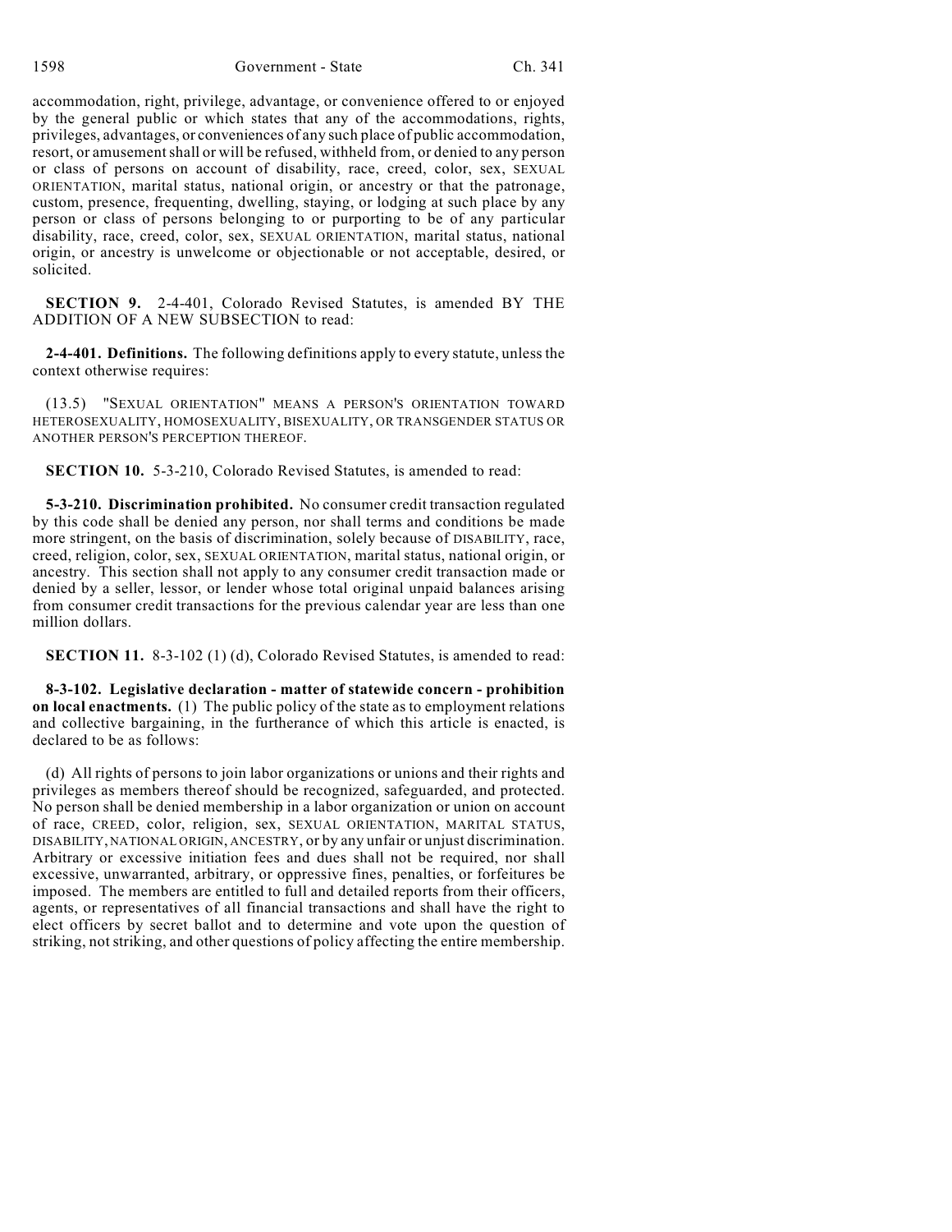accommodation, right, privilege, advantage, or convenience offered to or enjoyed by the general public or which states that any of the accommodations, rights, privileges, advantages, or conveniences of any such place of public accommodation, resort, or amusement shall or will be refused, withheld from, or denied to any person or class of persons on account of disability, race, creed, color, sex, SEXUAL ORIENTATION, marital status, national origin, or ancestry or that the patronage, custom, presence, frequenting, dwelling, staying, or lodging at such place by any person or class of persons belonging to or purporting to be of any particular disability, race, creed, color, sex, SEXUAL ORIENTATION, marital status, national origin, or ancestry is unwelcome or objectionable or not acceptable, desired, or solicited.

**SECTION 9.** 2-4-401, Colorado Revised Statutes, is amended BY THE ADDITION OF A NEW SUBSECTION to read:

**2-4-401. Definitions.** The following definitions apply to every statute, unless the context otherwise requires:

(13.5) "SEXUAL ORIENTATION" MEANS A PERSON'S ORIENTATION TOWARD HETEROSEXUALITY, HOMOSEXUALITY, BISEXUALITY, OR TRANSGENDER STATUS OR ANOTHER PERSON'S PERCEPTION THEREOF.

**SECTION 10.** 5-3-210, Colorado Revised Statutes, is amended to read:

**5-3-210. Discrimination prohibited.** No consumer credit transaction regulated by this code shall be denied any person, nor shall terms and conditions be made more stringent, on the basis of discrimination, solely because of DISABILITY, race, creed, religion, color, sex, SEXUAL ORIENTATION, marital status, national origin, or ancestry. This section shall not apply to any consumer credit transaction made or denied by a seller, lessor, or lender whose total original unpaid balances arising from consumer credit transactions for the previous calendar year are less than one million dollars.

**SECTION 11.** 8-3-102 (1) (d), Colorado Revised Statutes, is amended to read:

**8-3-102. Legislative declaration - matter of statewide concern - prohibition on local enactments.** (1) The public policy of the state as to employment relations and collective bargaining, in the furtherance of which this article is enacted, is declared to be as follows:

(d) All rights of persons to join labor organizations or unions and their rights and privileges as members thereof should be recognized, safeguarded, and protected. No person shall be denied membership in a labor organization or union on account of race, CREED, color, religion, sex, SEXUAL ORIENTATION, MARITAL STATUS, DISABILITY, NATIONAL ORIGIN, ANCESTRY, or by any unfair or unjust discrimination. Arbitrary or excessive initiation fees and dues shall not be required, nor shall excessive, unwarranted, arbitrary, or oppressive fines, penalties, or forfeitures be imposed. The members are entitled to full and detailed reports from their officers, agents, or representatives of all financial transactions and shall have the right to elect officers by secret ballot and to determine and vote upon the question of striking, not striking, and other questions of policy affecting the entire membership.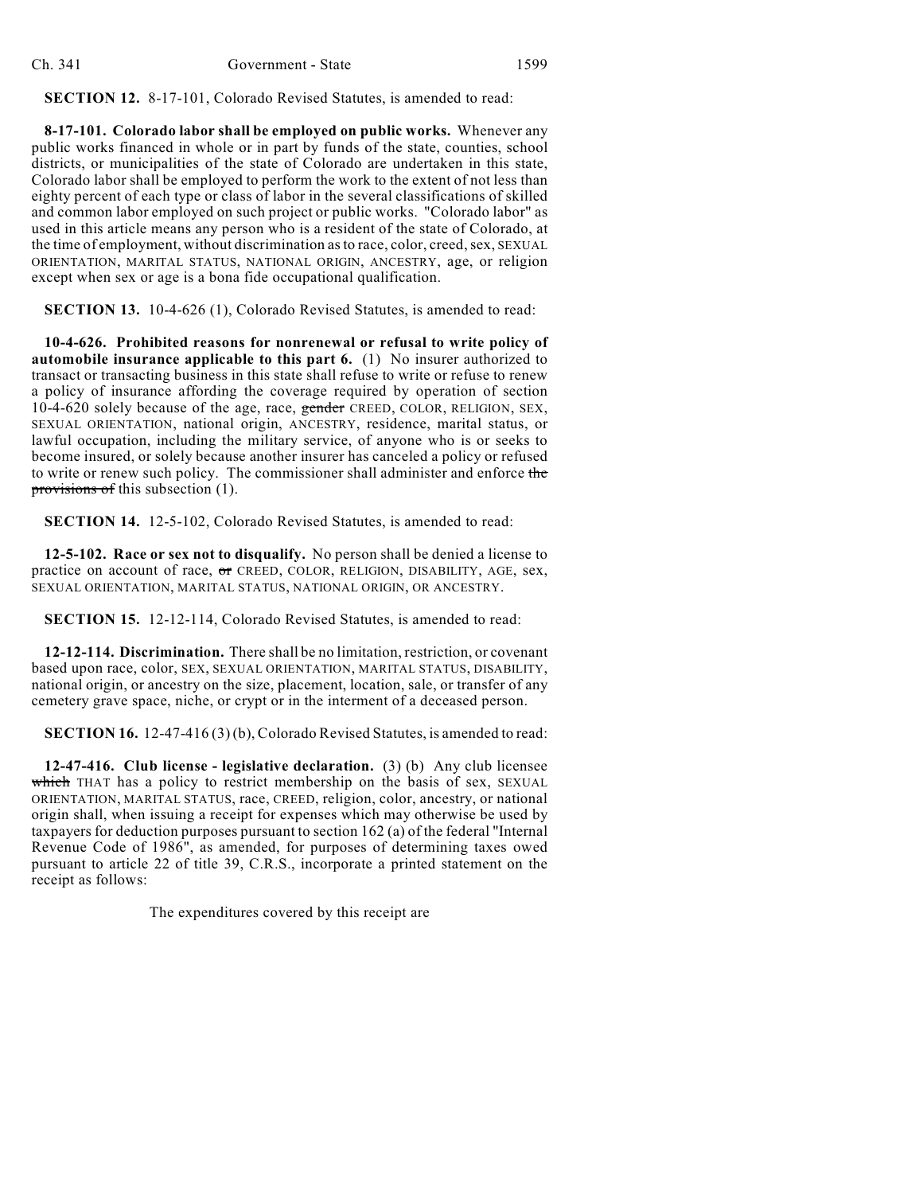**SECTION 12.** 8-17-101, Colorado Revised Statutes, is amended to read:

**8-17-101. Colorado labor shall be employed on public works.** Whenever any public works financed in whole or in part by funds of the state, counties, school districts, or municipalities of the state of Colorado are undertaken in this state, Colorado labor shall be employed to perform the work to the extent of not less than eighty percent of each type or class of labor in the several classifications of skilled and common labor employed on such project or public works. "Colorado labor" as used in this article means any person who is a resident of the state of Colorado, at the time of employment, without discrimination as to race, color, creed, sex, SEXUAL ORIENTATION, MARITAL STATUS, NATIONAL ORIGIN, ANCESTRY, age, or religion except when sex or age is a bona fide occupational qualification.

**SECTION 13.** 10-4-626 (1), Colorado Revised Statutes, is amended to read:

**10-4-626. Prohibited reasons for nonrenewal or refusal to write policy of automobile insurance applicable to this part 6.** (1) No insurer authorized to transact or transacting business in this state shall refuse to write or refuse to renew a policy of insurance affording the coverage required by operation of section 10-4-620 solely because of the age, race, ~~gender~~ CREED, COLOR, RELIGION, SEX, SEXUAL ORIENTATION, national origin, ANCESTRY, residence, marital status, or lawful occupation, including the military service, of anyone who is or seeks to become insured, or solely because another insurer has canceled a policy or refused to write or renew such policy. The commissioner shall administer and enforce ~~the provisions of~~ this subsection (1).

**SECTION 14.** 12-5-102, Colorado Revised Statutes, is amended to read:

**12-5-102. Race or sex not to disqualify.** No person shall be denied a license to practice on account of race, ~~or~~ CREED, COLOR, RELIGION, DISABILITY, AGE, sex, SEXUAL ORIENTATION, MARITAL STATUS, NATIONAL ORIGIN, OR ANCESTRY.

**SECTION 15.** 12-12-114, Colorado Revised Statutes, is amended to read:

**12-12-114. Discrimination.** There shall be no limitation, restriction, or covenant based upon race, color, SEX, SEXUAL ORIENTATION, MARITAL STATUS, DISABILITY, national origin, or ancestry on the size, placement, location, sale, or transfer of any cemetery grave space, niche, or crypt or in the interment of a deceased person.

**SECTION 16.** 12-47-416 (3) (b), Colorado Revised Statutes, is amended to read:

**12-47-416. Club license - legislative declaration.** (3) (b) Any club licensee ~~which~~ THAT has a policy to restrict membership on the basis of sex, SEXUAL ORIENTATION, MARITAL STATUS, race, CREED, religion, color, ancestry, or national origin shall, when issuing a receipt for expenses which may otherwise be used by taxpayers for deduction purposes pursuant to section 162 (a) of the federal "Internal Revenue Code of 1986", as amended, for purposes of determining taxes owed pursuant to article 22 of title 39, C.R.S., incorporate a printed statement on the receipt as follows:

The expenditures covered by this receipt are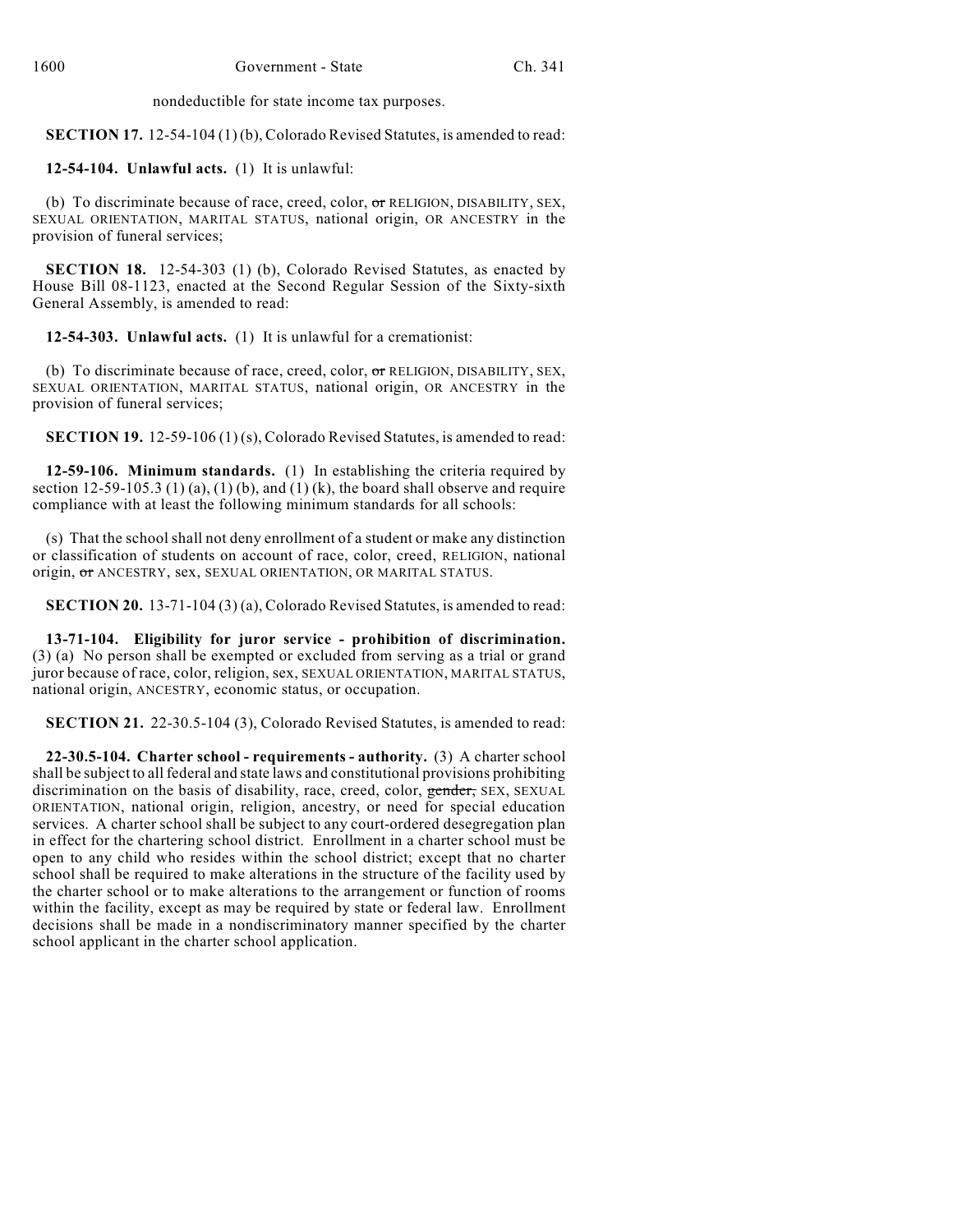nondeductible for state income tax purposes.

**SECTION 17.** 12-54-104 (1) (b), Colorado Revised Statutes, is amended to read:

**12-54-104. Unlawful acts.** (1) It is unlawful:

(b) To discriminate because of race, creed, color, ~~or~~ RELIGION, DISABILITY, SEX, SEXUAL ORIENTATION, MARITAL STATUS, national origin, OR ANCESTRY in the provision of funeral services;

**SECTION 18.** 12-54-303 (1) (b), Colorado Revised Statutes, as enacted by House Bill 08-1123, enacted at the Second Regular Session of the Sixty-sixth General Assembly, is amended to read:

**12-54-303. Unlawful acts.** (1) It is unlawful for a cremationist:

(b) To discriminate because of race, creed, color, ~~or~~ RELIGION, DISABILITY, SEX, SEXUAL ORIENTATION, MARITAL STATUS, national origin, OR ANCESTRY in the provision of funeral services;

**SECTION 19.** 12-59-106 (1) (s), Colorado Revised Statutes, is amended to read:

**12-59-106. Minimum standards.** (1) In establishing the criteria required by section 12-59-105.3 (1) (a), (1) (b), and (1) (k), the board shall observe and require compliance with at least the following minimum standards for all schools:

(s) That the school shall not deny enrollment of a student or make any distinction or classification of students on account of race, color, creed, RELIGION, national origin, ~~or~~ ANCESTRY, sex, SEXUAL ORIENTATION, OR MARITAL STATUS.

**SECTION 20.** 13-71-104 (3) (a), Colorado Revised Statutes, is amended to read:

**13-71-104. Eligibility for juror service - prohibition of discrimination.** (3) (a) No person shall be exempted or excluded from serving as a trial or grand juror because of race, color, religion, sex, SEXUAL ORIENTATION, MARITAL STATUS, national origin, ANCESTRY, economic status, or occupation.

**SECTION 21.** 22-30.5-104 (3), Colorado Revised Statutes, is amended to read:

**22-30.5-104. Charter school - requirements - authority.** (3) A charter school shall be subject to all federal and state laws and constitutional provisions prohibiting discrimination on the basis of disability, race, creed, color, ~~gender,~~ SEX, SEXUAL ORIENTATION, national origin, religion, ancestry, or need for special education services. A charter school shall be subject to any court-ordered desegregation plan in effect for the chartering school district. Enrollment in a charter school must be open to any child who resides within the school district; except that no charter school shall be required to make alterations in the structure of the facility used by the charter school or to make alterations to the arrangement or function of rooms within the facility, except as may be required by state or federal law. Enrollment decisions shall be made in a nondiscriminatory manner specified by the charter school applicant in the charter school application.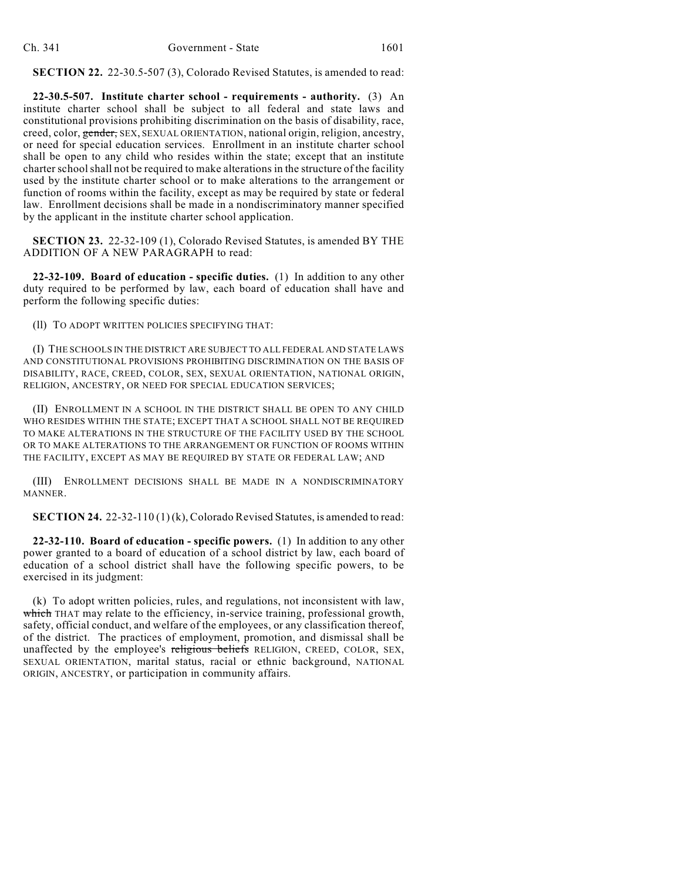**SECTION 22.** 22-30.5-507 (3), Colorado Revised Statutes, is amended to read:

**22-30.5-507. Institute charter school - requirements - authority.** (3) An institute charter school shall be subject to all federal and state laws and constitutional provisions prohibiting discrimination on the basis of disability, race, creed, color, ~~gender,~~ SEX, SEXUAL ORIENTATION, national origin, religion, ancestry, or need for special education services. Enrollment in an institute charter school shall be open to any child who resides within the state; except that an institute charter school shall not be required to make alterations in the structure of the facility used by the institute charter school or to make alterations to the arrangement or function of rooms within the facility, except as may be required by state or federal law. Enrollment decisions shall be made in a nondiscriminatory manner specified by the applicant in the institute charter school application.

**SECTION 23.** 22-32-109 (1), Colorado Revised Statutes, is amended BY THE ADDITION OF A NEW PARAGRAPH to read:

**22-32-109. Board of education - specific duties.** (1) In addition to any other duty required to be performed by law, each board of education shall have and perform the following specific duties:

(ll) TO ADOPT WRITTEN POLICIES SPECIFYING THAT:

(I) THE SCHOOLS IN THE DISTRICT ARE SUBJECT TO ALL FEDERAL AND STATE LAWS AND CONSTITUTIONAL PROVISIONS PROHIBITING DISCRIMINATION ON THE BASIS OF DISABILITY, RACE, CREED, COLOR, SEX, SEXUAL ORIENTATION, NATIONAL ORIGIN, RELIGION, ANCESTRY, OR NEED FOR SPECIAL EDUCATION SERVICES;

(II) ENROLLMENT IN A SCHOOL IN THE DISTRICT SHALL BE OPEN TO ANY CHILD WHO RESIDES WITHIN THE STATE; EXCEPT THAT A SCHOOL SHALL NOT BE REQUIRED TO MAKE ALTERATIONS IN THE STRUCTURE OF THE FACILITY USED BY THE SCHOOL OR TO MAKE ALTERATIONS TO THE ARRANGEMENT OR FUNCTION OF ROOMS WITHIN THE FACILITY, EXCEPT AS MAY BE REQUIRED BY STATE OR FEDERAL LAW; AND

(III) ENROLLMENT DECISIONS SHALL BE MADE IN A NONDISCRIMINATORY MANNER.

**SECTION 24.** 22-32-110 (1) (k), Colorado Revised Statutes, is amended to read:

**22-32-110. Board of education - specific powers.** (1) In addition to any other power granted to a board of education of a school district by law, each board of education of a school district shall have the following specific powers, to be exercised in its judgment:

(k) To adopt written policies, rules, and regulations, not inconsistent with law, ~~which~~ THAT may relate to the efficiency, in-service training, professional growth, safety, official conduct, and welfare of the employees, or any classification thereof, of the district. The practices of employment, promotion, and dismissal shall be unaffected by the employee's ~~religious beliefs~~ RELIGION, CREED, COLOR, SEX, SEXUAL ORIENTATION, marital status, racial or ethnic background, NATIONAL ORIGIN, ANCESTRY, or participation in community affairs.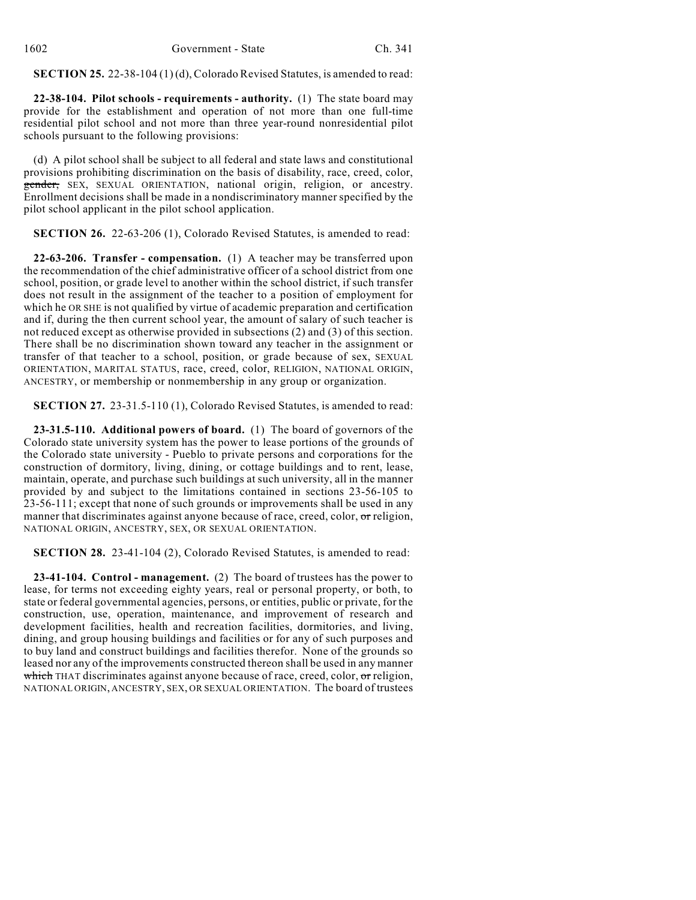**SECTION 25.** 22-38-104 (1) (d), Colorado Revised Statutes, is amended to read:

**22-38-104. Pilot schools - requirements - authority.** (1) The state board may provide for the establishment and operation of not more than one full-time residential pilot school and not more than three year-round nonresidential pilot schools pursuant to the following provisions:

(d) A pilot school shall be subject to all federal and state laws and constitutional provisions prohibiting discrimination on the basis of disability, race, creed, color, ~~gender,~~ SEX, SEXUAL ORIENTATION, national origin, religion, or ancestry. Enrollment decisions shall be made in a nondiscriminatory manner specified by the pilot school applicant in the pilot school application.

**SECTION 26.** 22-63-206 (1), Colorado Revised Statutes, is amended to read:

**22-63-206. Transfer - compensation.** (1) A teacher may be transferred upon the recommendation of the chief administrative officer of a school district from one school, position, or grade level to another within the school district, if such transfer does not result in the assignment of the teacher to a position of employment for which he OR SHE is not qualified by virtue of academic preparation and certification and if, during the then current school year, the amount of salary of such teacher is not reduced except as otherwise provided in subsections (2) and (3) of this section. There shall be no discrimination shown toward any teacher in the assignment or transfer of that teacher to a school, position, or grade because of sex, SEXUAL ORIENTATION, MARITAL STATUS, race, creed, color, RELIGION, NATIONAL ORIGIN, ANCESTRY, or membership or nonmembership in any group or organization.

**SECTION 27.** 23-31.5-110 (1), Colorado Revised Statutes, is amended to read:

**23-31.5-110. Additional powers of board.** (1) The board of governors of the Colorado state university system has the power to lease portions of the grounds of the Colorado state university - Pueblo to private persons and corporations for the construction of dormitory, living, dining, or cottage buildings and to rent, lease, maintain, operate, and purchase such buildings at such university, all in the manner provided by and subject to the limitations contained in sections 23-56-105 to 23-56-111; except that none of such grounds or improvements shall be used in any manner that discriminates against anyone because of race, creed, color, ~~or~~ religion, NATIONAL ORIGIN, ANCESTRY, SEX, OR SEXUAL ORIENTATION.

**SECTION 28.** 23-41-104 (2), Colorado Revised Statutes, is amended to read:

**23-41-104. Control - management.** (2) The board of trustees has the power to lease, for terms not exceeding eighty years, real or personal property, or both, to state or federal governmental agencies, persons, or entities, public or private, for the construction, use, operation, maintenance, and improvement of research and development facilities, health and recreation facilities, dormitories, and living, dining, and group housing buildings and facilities or for any of such purposes and to buy land and construct buildings and facilities therefor. None of the grounds so leased nor any of the improvements constructed thereon shall be used in any manner ~~which~~ THAT discriminates against anyone because of race, creed, color, ~~or~~ religion, NATIONAL ORIGIN, ANCESTRY, SEX, OR SEXUAL ORIENTATION. The board of trustees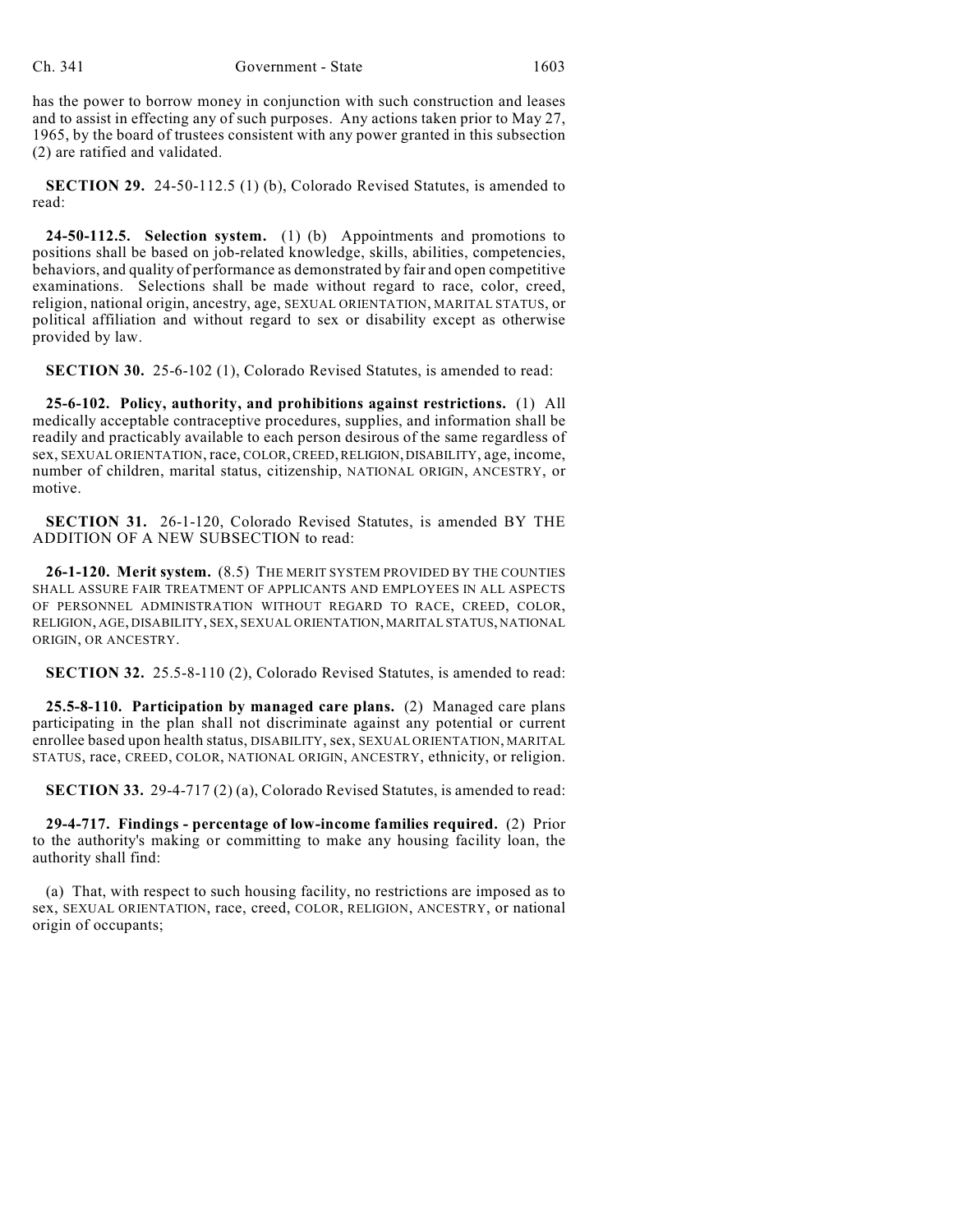has the power to borrow money in conjunction with such construction and leases and to assist in effecting any of such purposes. Any actions taken prior to May 27, 1965, by the board of trustees consistent with any power granted in this subsection (2) are ratified and validated.

**SECTION 29.** 24-50-112.5 (1) (b), Colorado Revised Statutes, is amended to read:

**24-50-112.5. Selection system.** (1) (b) Appointments and promotions to positions shall be based on job-related knowledge, skills, abilities, competencies, behaviors, and quality of performance as demonstrated by fair and open competitive examinations. Selections shall be made without regard to race, color, creed, religion, national origin, ancestry, age, SEXUAL ORIENTATION, MARITAL STATUS, or political affiliation and without regard to sex or disability except as otherwise provided by law.

**SECTION 30.** 25-6-102 (1), Colorado Revised Statutes, is amended to read:

**25-6-102. Policy, authority, and prohibitions against restrictions.** (1) All medically acceptable contraceptive procedures, supplies, and information shall be readily and practicably available to each person desirous of the same regardless of sex, SEXUAL ORIENTATION, race, COLOR, CREED, RELIGION, DISABILITY, age, income, number of children, marital status, citizenship, NATIONAL ORIGIN, ANCESTRY, or motive.

**SECTION 31.** 26-1-120, Colorado Revised Statutes, is amended BY THE ADDITION OF A NEW SUBSECTION to read:

**26-1-120. Merit system.** (8.5) THE MERIT SYSTEM PROVIDED BY THE COUNTIES SHALL ASSURE FAIR TREATMENT OF APPLICANTS AND EMPLOYEES IN ALL ASPECTS OF PERSONNEL ADMINISTRATION WITHOUT REGARD TO RACE, CREED, COLOR, RELIGION, AGE, DISABILITY, SEX, SEXUAL ORIENTATION, MARITAL STATUS, NATIONAL ORIGIN, OR ANCESTRY.

**SECTION 32.** 25.5-8-110 (2), Colorado Revised Statutes, is amended to read:

**25.5-8-110. Participation by managed care plans.** (2) Managed care plans participating in the plan shall not discriminate against any potential or current enrollee based upon health status, DISABILITY, sex, SEXUAL ORIENTATION, MARITAL STATUS, race, CREED, COLOR, NATIONAL ORIGIN, ANCESTRY, ethnicity, or religion.

**SECTION 33.** 29-4-717 (2) (a), Colorado Revised Statutes, is amended to read:

**29-4-717. Findings - percentage of low-income families required.** (2) Prior to the authority's making or committing to make any housing facility loan, the authority shall find:

(a) That, with respect to such housing facility, no restrictions are imposed as to sex, SEXUAL ORIENTATION, race, creed, COLOR, RELIGION, ANCESTRY, or national origin of occupants;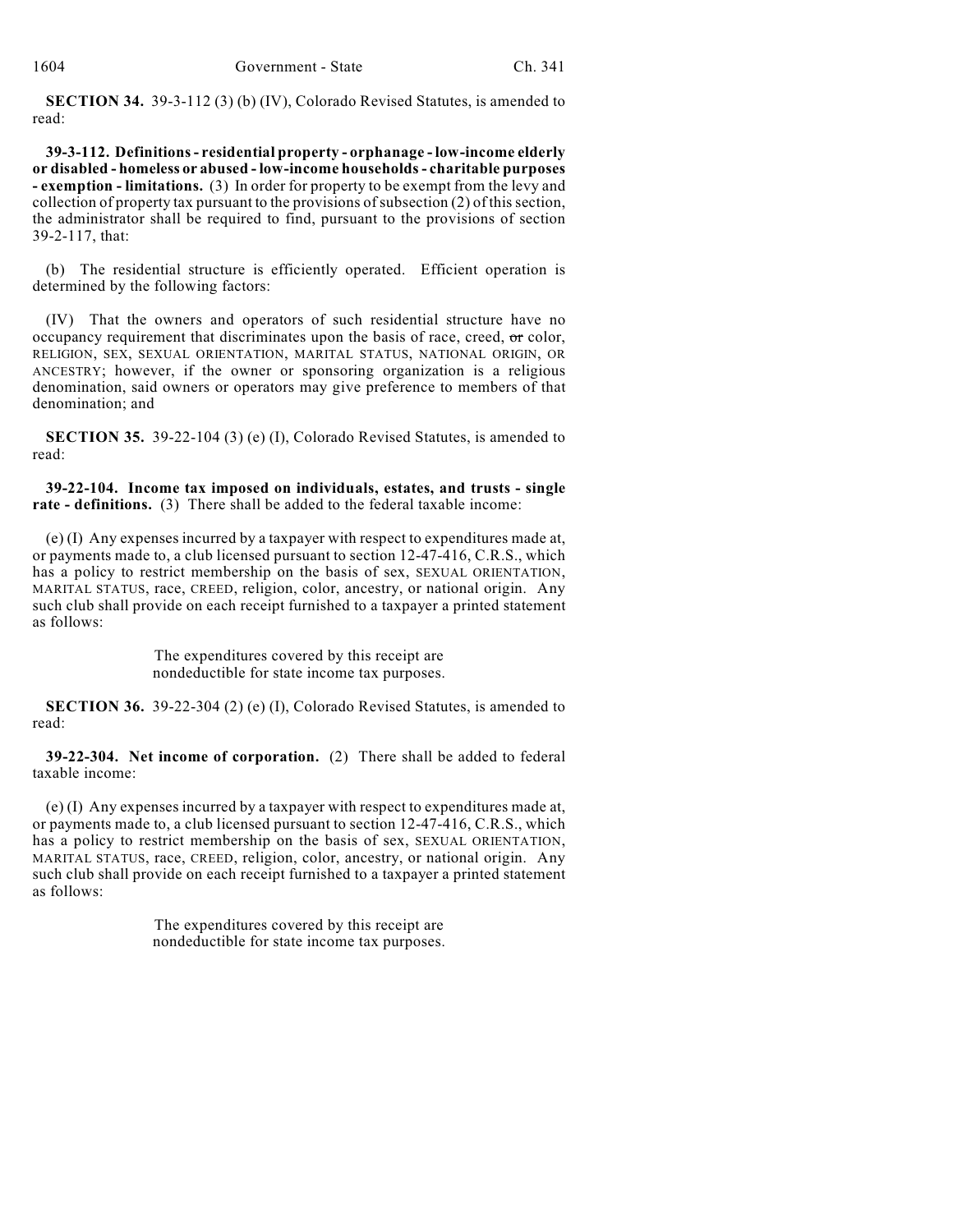**SECTION 34.** 39-3-112 (3) (b) (IV), Colorado Revised Statutes, is amended to read:

**39-3-112. Definitions - residential property - orphanage - low-income elderly or disabled - homeless or abused - low-income households - charitable purposes - exemption - limitations.** (3) In order for property to be exempt from the levy and collection of property tax pursuant to the provisions of subsection (2) of this section, the administrator shall be required to find, pursuant to the provisions of section 39-2-117, that:

(b) The residential structure is efficiently operated. Efficient operation is determined by the following factors:

(IV) That the owners and operators of such residential structure have no occupancy requirement that discriminates upon the basis of race, creed, ~~or~~ color, RELIGION, SEX, SEXUAL ORIENTATION, MARITAL STATUS, NATIONAL ORIGIN, OR ANCESTRY; however, if the owner or sponsoring organization is a religious denomination, said owners or operators may give preference to members of that denomination; and

**SECTION 35.** 39-22-104 (3) (e) (I), Colorado Revised Statutes, is amended to read:

**39-22-104. Income tax imposed on individuals, estates, and trusts - single rate - definitions.** (3) There shall be added to the federal taxable income:

(e) (I) Any expenses incurred by a taxpayer with respect to expenditures made at, or payments made to, a club licensed pursuant to section 12-47-416, C.R.S., which has a policy to restrict membership on the basis of sex, SEXUAL ORIENTATION, MARITAL STATUS, race, CREED, religion, color, ancestry, or national origin. Any such club shall provide on each receipt furnished to a taxpayer a printed statement as follows:

> The expenditures covered by this receipt are nondeductible for state income tax purposes.

**SECTION 36.** 39-22-304 (2) (e) (I), Colorado Revised Statutes, is amended to read:

**39-22-304. Net income of corporation.** (2) There shall be added to federal taxable income:

(e) (I) Any expenses incurred by a taxpayer with respect to expenditures made at, or payments made to, a club licensed pursuant to section 12-47-416, C.R.S., which has a policy to restrict membership on the basis of sex, SEXUAL ORIENTATION, MARITAL STATUS, race, CREED, religion, color, ancestry, or national origin. Any such club shall provide on each receipt furnished to a taxpayer a printed statement as follows:

> The expenditures covered by this receipt are nondeductible for state income tax purposes.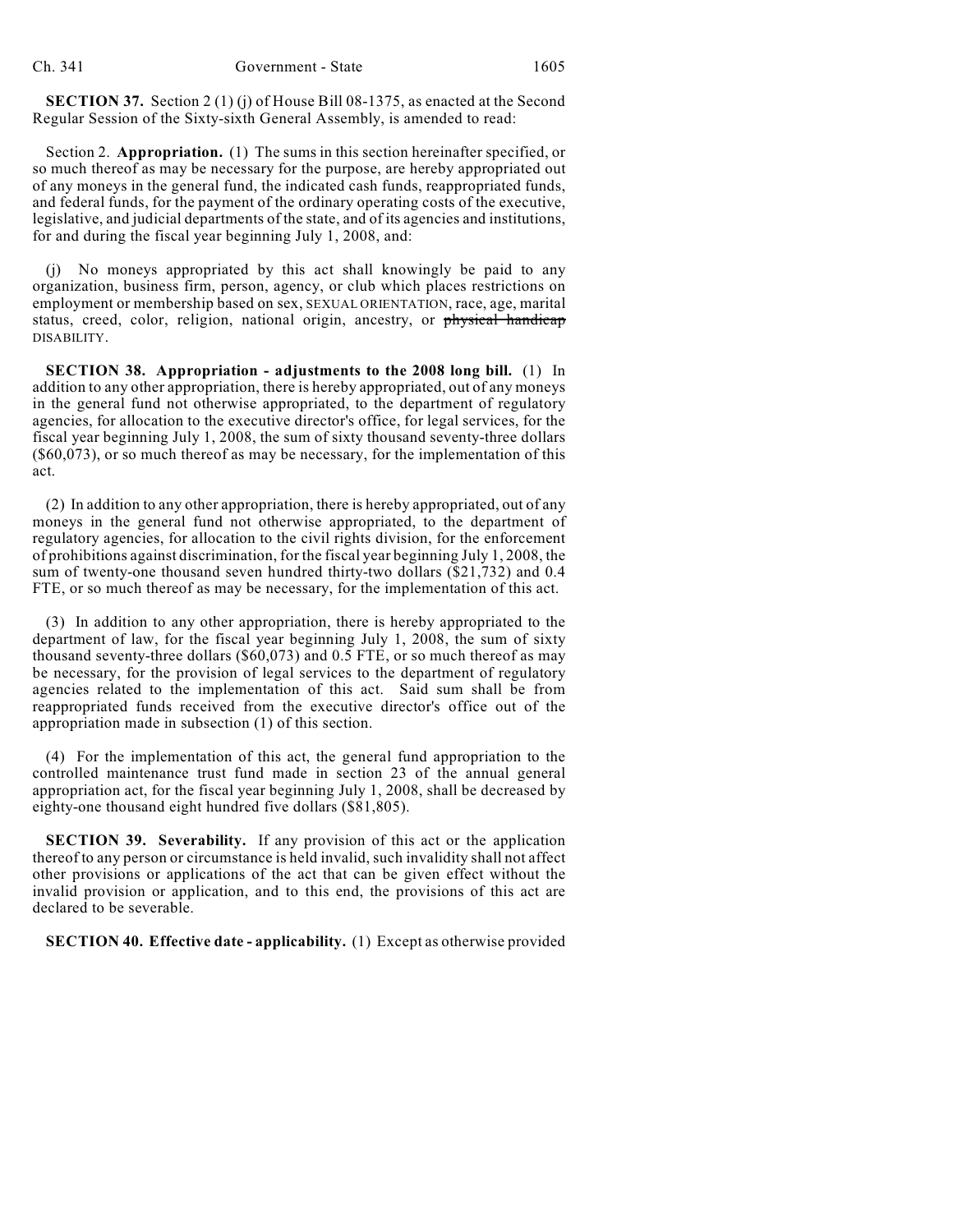**SECTION 37.** Section 2 (1) (j) of House Bill 08-1375, as enacted at the Second Regular Session of the Sixty-sixth General Assembly, is amended to read:

Section 2. **Appropriation.** (1) The sums in this section hereinafter specified, or so much thereof as may be necessary for the purpose, are hereby appropriated out of any moneys in the general fund, the indicated cash funds, reappropriated funds, and federal funds, for the payment of the ordinary operating costs of the executive, legislative, and judicial departments of the state, and of its agencies and institutions, for and during the fiscal year beginning July 1, 2008, and:

(j) No moneys appropriated by this act shall knowingly be paid to any organization, business firm, person, agency, or club which places restrictions on employment or membership based on sex, SEXUAL ORIENTATION, race, age, marital status, creed, color, religion, national origin, ancestry, or ~~physical handicap~~ DISABILITY.

**SECTION 38. Appropriation - adjustments to the 2008 long bill.** (1) In addition to any other appropriation, there is hereby appropriated, out of any moneys in the general fund not otherwise appropriated, to the department of regulatory agencies, for allocation to the executive director's office, for legal services, for the fiscal year beginning July 1, 2008, the sum of sixty thousand seventy-three dollars ($60,073), or so much thereof as may be necessary, for the implementation of this act.

(2) In addition to any other appropriation, there is hereby appropriated, out of any moneys in the general fund not otherwise appropriated, to the department of regulatory agencies, for allocation to the civil rights division, for the enforcement of prohibitions against discrimination, for the fiscal year beginning July 1, 2008, the sum of twenty-one thousand seven hundred thirty-two dollars ($21,732) and 0.4 FTE, or so much thereof as may be necessary, for the implementation of this act.

(3) In addition to any other appropriation, there is hereby appropriated to the department of law, for the fiscal year beginning July 1, 2008, the sum of sixty thousand seventy-three dollars ($60,073) and 0.5 FTE, or so much thereof as may be necessary, for the provision of legal services to the department of regulatory agencies related to the implementation of this act. Said sum shall be from reappropriated funds received from the executive director's office out of the appropriation made in subsection (1) of this section.

(4) For the implementation of this act, the general fund appropriation to the controlled maintenance trust fund made in section 23 of the annual general appropriation act, for the fiscal year beginning July 1, 2008, shall be decreased by eighty-one thousand eight hundred five dollars ($81,805).

**SECTION 39. Severability.** If any provision of this act or the application thereof to any person or circumstance is held invalid, such invalidity shall not affect other provisions or applications of the act that can be given effect without the invalid provision or application, and to this end, the provisions of this act are declared to be severable.

**SECTION 40. Effective date - applicability.** (1) Except as otherwise provided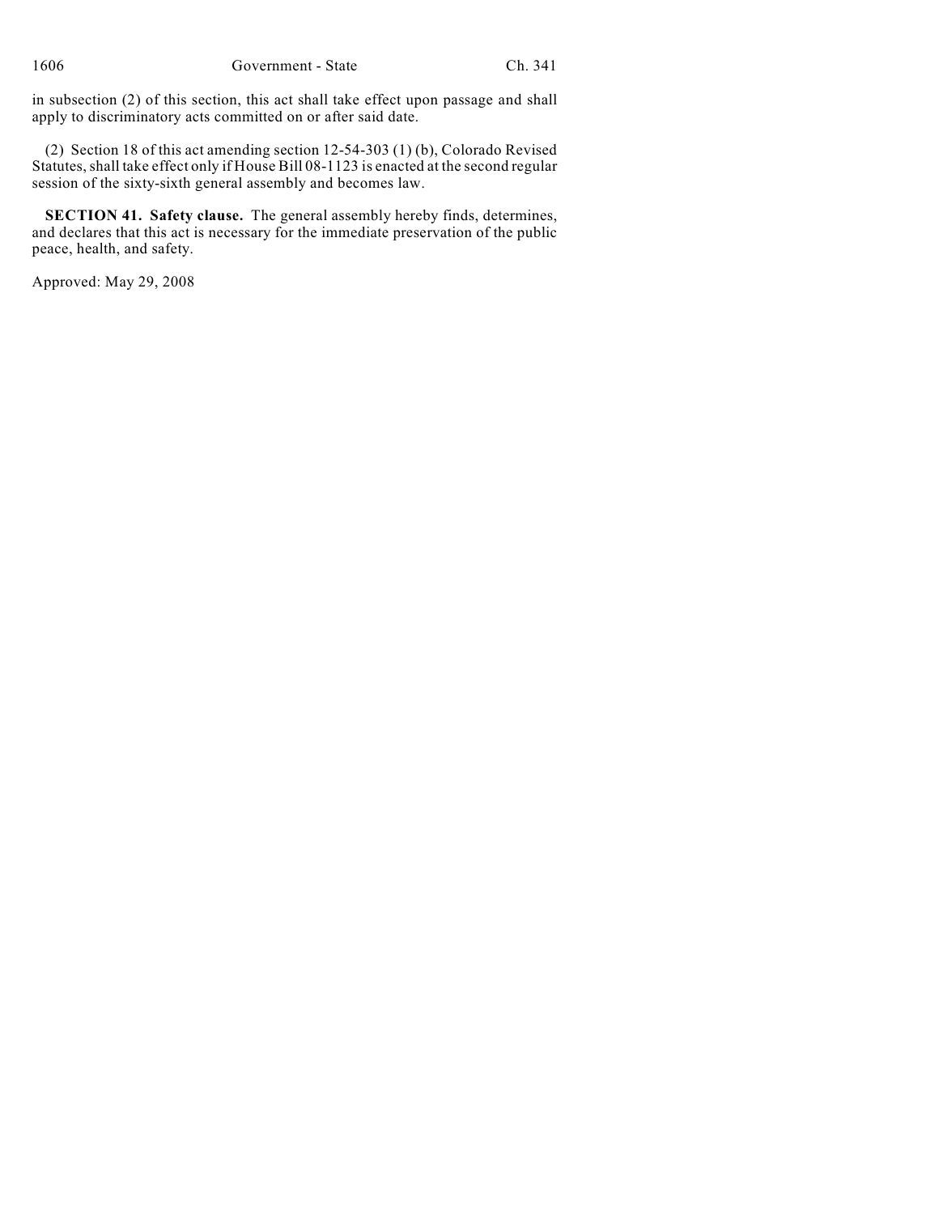in subsection (2) of this section, this act shall take effect upon passage and shall apply to discriminatory acts committed on or after said date.

(2) Section 18 of this act amending section 12-54-303 (1) (b), Colorado Revised Statutes, shall take effect only if House Bill 08-1123 is enacted at the second regular session of the sixty-sixth general assembly and becomes law.

**SECTION 41. Safety clause.** The general assembly hereby finds, determines, and declares that this act is necessary for the immediate preservation of the public peace, health, and safety.

Approved: May 29, 2008